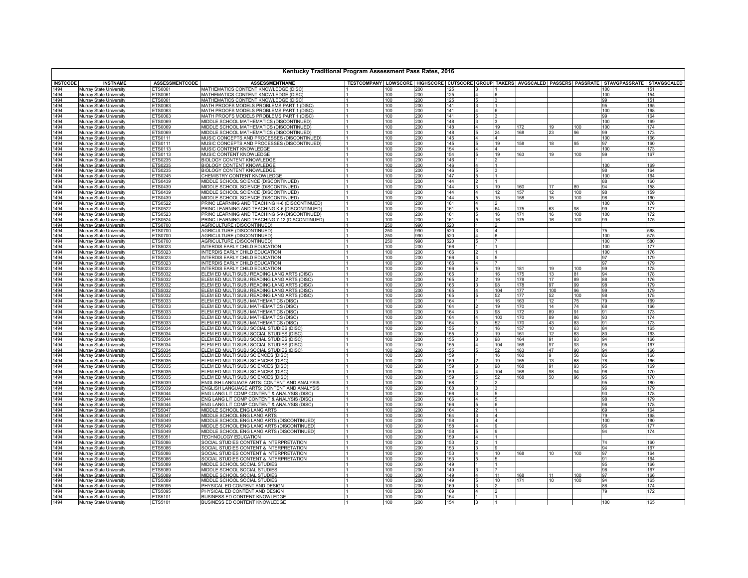# Kentucky Traditional Program Assessment Pass Rates, 2016

| INSTCODE | INSTNAME | ASSESSMENTCODE | ASSESSMENTNAME | TESTCOMPANY | LOWSCORE | HIGHSCORE | CUTSCORE | GROUP | TAKERS | AVGSCALED | PASSERS | PASSRATE | STAVGPASSRATE | STAVGSCALED |
|---|---|---|---|---|---|---|---|---|---|---|---|---|---|---|
| 1494 | Murray State University | ETS0061 | MATHEMATICS CONTENT KNOWLEDGE (DISC) | 1 | 100 | 200 | 125 | 3 | 1 | | | | 100 | 151 |
| 1494 | Murray State University | ETS0061 | MATHEMATICS CONTENT KNOWLEDGE (DISC) | 1 | 100 | 200 | 125 | 4 | 6 | | | | 100 | 154 |
| 1494 | Murray State University | ETS0061 | MATHEMATICS CONTENT KNOWLEDGE (DISC) | 1 | 100 | 200 | 125 | 5 | 3 | | | | 99 | 151 |
| 1494 | Murray State University | ETS0063 | MATH PROOFS MODELS PROBLEMS PART 1 (DISC) | 1 | 100 | 200 | 141 | 3 | 1 | | | | 95 | 165 |
| 1494 | Murray State University | ETS0063 | MATH PROOFS MODELS PROBLEMS PART 1 (DISC) | 1 | 100 | 200 | 141 | 4 | 6 | | | | 100 | 168 |
| 1494 | Murray State University | ETS0063 | MATH PROOFS MODELS PROBLEMS PART 1 (DISC) | 1 | 100 | 200 | 141 | 5 | 3 | | | | 99 | 164 |
| 1494 | Murray State University | ETS0069 | MIDDLE SCHOOL MATHEMATICS (DISCONTINUED) | 1 | 100 | 200 | 148 | 3 | 3 | | | | 100 | 169 |
| 1494 | Murray State University | ETS0069 | MIDDLE SCHOOL MATHEMATICS (DISCONTINUED) | 1 | 100 | 200 | 148 | 4 | 19 | 172 | 19 | 100 | 100 | 174 |
| 1494 | Murray State University | ETS0069 | MIDDLE SCHOOL MATHEMATICS (DISCONTINUED) | 1 | 100 | 200 | 148 | 5 | 24 | 168 | 23 | 96 | 99 | 173 |
| 1494 | Murray State University | ETS0111 | MUSIC CONCEPTS AND PROCESSES (DISCONTINUED) | 1 | 100 | 200 | 145 | 4 | 4 | | | | 100 | 166 |
| 1494 | Murray State University | ETS0111 | MUSIC CONCEPTS AND PROCESSES (DISCONTINUED) | 1 | 100 | 200 | 145 | 5 | 19 | 158 | 18 | 95 | 97 | 160 |
| 1494 | Murray State University | ETS0113 | MUSIC CONTENT KNOWLEDGE | 1 | 100 | 200 | 154 | 4 | 4 | | | | 100 | 173 |
| 1494 | Murray State University | ETS0113 | MUSIC CONTENT KNOWLEDGE | 1 | 100 | 200 | 154 | 5 | 19 | 163 | 19 | 100 | 99 | 167 |
| 1494 | Murray State University | ETS0235 | BIOLOGY CONTENT KNOWLEDGE | 1 | 100 | 200 | 146 | 1 | 2 | | | | | |
| 1494 | Murray State University | ETS0235 | BIOLOGY CONTENT KNOWLEDGE | 1 | 100 | 200 | 146 | 4 | 1 | | | | 100 | 169 |
| 1494 | Murray State University | ETS0235 | BIOLOGY CONTENT KNOWLEDGE | 1 | 100 | 200 | 146 | 5 | 3 | | | | 98 | 164 |
| 1494 | Murray State University | ETS0245 | CHEMISTRY CONTENT KNOWLEDGE | 1 | 100 | 200 | 147 | 5 | 1 | | | | 100 | 164 |
| 1494 | Murray State University | ETS0439 | MIDDLE SCHOOL SCIENCE (DISCONTINUED) | 1 | 100 | 200 | 144 | 2 | 1 | | | | 88 | 160 |
| 1494 | Murray State University | ETS0439 | MIDDLE SCHOOL SCIENCE (DISCONTINUED) | 1 | 100 | 200 | 144 | 3 | 19 | 160 | 17 | 89 | 94 | 158 |
| 1494 | Murray State University | ETS0439 | MIDDLE SCHOOL SCIENCE (DISCONTINUED) | 1 | 100 | 200 | 144 | 4 | 12 | 157 | 12 | 100 | 98 | 159 |
| 1494 | Murray State University | ETS0439 | MIDDLE SCHOOL SCIENCE (DISCONTINUED) | 1 | 100 | 200 | 144 | 5 | 15 | 158 | 15 | 100 | 98 | 160 |
| 1494 | Murray State University | ETS0522 | PRINC LEARNING AND TEACHING K-6 (DISCONTINUED) | 1 | 100 | 200 | 161 | 4 | 2 | | | | 100 | 176 |
| 1494 | Murray State University | ETS0522 | PRINC LEARNING AND TEACHING K-6 (DISCONTINUED) | 1 | 100 | 200 | 161 | 5 | 64 | 175 | 63 | 98 | 99 | 177 |
| 1494 | Murray State University | ETS0523 | PRINC LEARNING AND TEACHING 5-9 (DISCONTINUED) | 1 | 100 | 200 | 161 | 5 | 16 | 171 | 16 | 100 | 100 | 172 |
| 1494 | Murray State University | ETS0524 | PRINC LEARNING AND TEACHING 7-12 (DISCONTINUED) | 1 | 100 | 200 | 161 | 5 | 16 | 175 | 16 | 100 | 99 | 175 |
| 1494 | Murray State University | ETS0700 | AGRICULTURE (DISCONTINUED) | 1 | 250 | 990 | 520 | 1 | 2 | | | | | |
| 1494 | Murray State University | ETS0700 | AGRICULTURE (DISCONTINUED) | 1 | 250 | 990 | 520 | 3 | 4 | | | | 75 | 568 |
| 1494 | Murray State University | ETS0700 | AGRICULTURE (DISCONTINUED) | 1 | 250 | 990 | 520 | 4 | 6 | | | | 100 | 575 |
| 1494 | Murray State University | ETS0700 | AGRICULTURE (DISCONTINUED) | 1 | 250 | 990 | 520 | 5 | 7 | | | | 100 | 580 |
| 1494 | Murray State University | ETS5023 | INTERDIS EARLY CHILD EDUCATION | 1 | 100 | 200 | 166 | 1 | 1 | | | | 100 | 177 |
| 1494 | Murray State University | ETS5023 | INTERDIS EARLY CHILD EDUCATION | 1 | 100 | 200 | 166 | 2 | 1 | | | | 100 | 176 |
| 1494 | Murray State University | ETS5023 | INTERDIS EARLY CHILD EDUCATION | 1 | 100 | 200 | 166 | 3 | 5 | | | | 97 | 179 |
| 1494 | Murray State University | ETS5023 | INTERDIS EARLY CHILD EDUCATION | 1 | 100 | 200 | 166 | 4 | 7 | | | | 97 | 179 |
| 1494 | Murray State University | ETS5023 | INTERDIS EARLY CHILD EDUCATION | 1 | 100 | 200 | 166 | 5 | 19 | 181 | 19 | 100 | 99 | 178 |
| 1494 | Murray State University | ETS5032 | ELEM ED MULTI SUBJ READING LANG ARTS (DISC) | 1 | 100 | 200 | 165 | 1 | 16 | 175 | 13 | 81 | 94 | 178 |
| 1494 | Murray State University | ETS5032 | ELEM ED MULTI SUBJ READING LANG ARTS (DISC) | 1 | 100 | 200 | 165 | 2 | 19 | 178 | 17 | 89 | 88 | 176 |
| 1494 | Murray State University | ETS5032 | ELEM ED MULTI SUBJ READING LANG ARTS (DISC) | 1 | 100 | 200 | 165 | 3 | 98 | 178 | 97 | 99 | 98 | 179 |
| 1494 | Murray State University | ETS5032 | ELEM ED MULTI SUBJ READING LANG ARTS (DISC) | 1 | 100 | 200 | 165 | 4 | 104 | 177 | 100 | 96 | 99 | 179 |
| 1494 | Murray State University | ETS5032 | ELEM ED MULTI SUBJ READING LANG ARTS (DISC) | 1 | 100 | 200 | 165 | 5 | 52 | 177 | 52 | 100 | 98 | 178 |
| 1494 | Murray State University | ETS5033 | ELEM ED MULTI SUBJ MATHEMATICS (DISC) | 1 | 100 | 200 | 164 | 1 | 16 | 163 | 12 | 75 | 79 | 169 |
| 1494 | Murray State University | ETS5033 | ELEM ED MULTI SUBJ MATHEMATICS (DISC) | 1 | 100 | 200 | 164 | 2 | 19 | 170 | 14 | 74 | 68 | 166 |
| 1494 | Murray State University | ETS5033 | ELEM ED MULTI SUBJ MATHEMATICS (DISC) | 1 | 100 | 200 | 164 | 3 | 98 | 172 | 89 | 91 | 91 | 173 |
| 1494 | Murray State University | ETS5033 | ELEM ED MULTI SUBJ MATHEMATICS (DISC) | 1 | 100 | 200 | 164 | 4 | 103 | 170 | 89 | 86 | 93 | 174 |
| 1494 | Murray State University | ETS5033 | ELEM ED MULTI SUBJ MATHEMATICS (DISC) | 1 | 100 | 200 | 164 | 5 | 52 | 170 | 43 | 83 | 91 | 173 |
| 1494 | Murray State University | ETS5034 | ELEM ED MULTI SUBJ SOCIAL STUDIES (DISC) | 1 | 100 | 200 | 155 | 1 | 16 | 157 | 10 | 63 | 84 | 165 |
| 1494 | Murray State University | ETS5034 | ELEM ED MULTI SUBJ SOCIAL STUDIES (DISC) | 1 | 100 | 200 | 155 | 2 | 19 | 161 | 12 | 63 | 80 | 163 |
| 1494 | Murray State University | ETS5034 | ELEM ED MULTI SUBJ SOCIAL STUDIES (DISC) | 1 | 100 | 200 | 155 | 3 | 98 | 164 | 91 | 93 | 94 | 166 |
| 1494 | Murray State University | ETS5034 | ELEM ED MULTI SUBJ SOCIAL STUDIES (DISC) | 1 | 100 | 200 | 155 | 4 | 104 | 166 | 97 | 93 | 95 | 167 |
| 1494 | Murray State University | ETS5034 | ELEM ED MULTI SUBJ SOCIAL STUDIES (DISC) | 1 | 100 | 200 | 155 | 5 | 52 | 163 | 47 | 90 | 94 | 166 |
| 1494 | Murray State University | ETS5035 | ELEM ED MULTI SUBJ SCIENCES (DISC) | 1 | 100 | 200 | 159 | 1 | 16 | 160 | 9 | 56 | 86 | 168 |
| 1494 | Murray State University | ETS5035 | ELEM ED MULTI SUBJ SCIENCES (DISC) | 1 | 100 | 200 | 159 | 2 | 19 | 165 | 13 | 68 | 78 | 166 |
| 1494 | Murray State University | ETS5035 | ELEM ED MULTI SUBJ SCIENCES (DISC) | 1 | 100 | 200 | 159 | 3 | 98 | 168 | 91 | 93 | 95 | 169 |
| 1494 | Murray State University | ETS5035 | ELEM ED MULTI SUBJ SCIENCES (DISC) | 1 | 100 | 200 | 159 | 4 | 104 | 168 | 98 | 94 | 96 | 170 |
| 1494 | Murray State University | ETS5035 | ELEM ED MULTI SUBJ SCIENCES (DISC) | 1 | 100 | 200 | 159 | 5 | 52 | 168 | 50 | 96 | 95 | 170 |
| 1494 | Murray State University | ETS5039 | ENGLISH LANGUAGE ARTS: CONTENT AND ANALYSIS | 1 | 100 | 200 | 168 | 1 | 2 | | | | 95 | 180 |
| 1494 | Murray State University | ETS5039 | ENGLISH LANGUAGE ARTS: CONTENT AND ANALYSIS | 1 | 100 | 200 | 168 | 3 | 3 | | | | 96 | 179 |
| 1494 | Murray State University | ETS5044 | ENG LANG LIT COMP CONTENT & ANALYSIS (DISC) | 1 | 100 | 200 | 166 | 3 | 5 | | | | 93 | 178 |
| 1494 | Murray State University | ETS5044 | ENG LANG LIT COMP CONTENT & ANALYSIS (DISC) | 1 | 100 | 200 | 166 | 4 | 5 | | | | 98 | 179 |
| 1494 | Murray State University | ETS5044 | ENG LANG LIT COMP CONTENT & ANALYSIS (DISC) | 1 | 100 | 200 | 166 | 5 | 6 | | | | 96 | 178 |
| 1494 | Murray State University | ETS5047 | MIDDLE SCHOOL ENG LANG ARTS | 1 | 100 | 200 | 164 | 2 | 1 | | | | 69 | 164 |
| 1494 | Murray State University | ETS5047 | MIDDLE SCHOOL ENG LANG ARTS | 1 | 100 | 200 | 164 | 3 | 4 | | | | 79 | 168 |
| 1494 | Murray State University | ETS5049 | MIDDLE SCHOOL ENG LANG ARTS (DISCONTINUED) | 1 | 100 | 200 | 158 | 3 | 4 | | | | 100 | 180 |
| 1494 | Murray State University | ETS5049 | MIDDLE SCHOOL ENG LANG ARTS (DISCONTINUED) | 1 | 100 | 200 | 158 | 4 | 9 | | | | 96 | 177 |
| 1494 | Murray State University | ETS5049 | MIDDLE SCHOOL ENG LANG ARTS (DISCONTINUED) | 1 | 100 | 200 | 158 | 5 | 9 | | | | 94 | 174 |
| 1494 | Murray State University | ETS5051 | TECHNOLOGY EDUCATION | 1 | 100 | 200 | 159 | 4 | 1 | | | | | |
| 1494 | Murray State University | ETS5086 | SOCIAL STUDIES CONTENT & INTERPRETATION | 1 | 100 | 200 | 153 | 2 | 1 | | | | 74 | 160 |
| 1494 | Murray State University | ETS5086 | SOCIAL STUDIES CONTENT & INTERPRETATION | 1 | 100 | 200 | 153 | 3 | 9 | | | | 94 | 167 |
| 1494 | Murray State University | ETS5086 | SOCIAL STUDIES CONTENT & INTERPRETATION | 1 | 100 | 200 | 153 | 4 | 10 | 168 | 10 | 100 | 97 | 164 |
| 1494 | Murray State University | ETS5086 | SOCIAL STUDIES CONTENT & INTERPRETATION | 1 | 100 | 200 | 153 | 5 | 5 | | | | 91 | 164 |
| 1494 | Murray State University | ETS5089 | MIDDLE SCHOOL SOCIAL STUDIES | 1 | 100 | 200 | 149 | 1 | 1 | | | | 95 | 166 |
| 1494 | Murray State University | ETS5089 | MIDDLE SCHOOL SOCIAL STUDIES | 1 | 100 | 200 | 149 | 3 | 7 | | | | 98 | 167 |
| 1494 | Murray State University | ETS5089 | MIDDLE SCHOOL SOCIAL STUDIES | 1 | 100 | 200 | 149 | 4 | 11 | 168 | 11 | 100 | 97 | 166 |
| 1494 | Murray State University | ETS5089 | MIDDLE SCHOOL SOCIAL STUDIES | 1 | 100 | 200 | 149 | 5 | 10 | 171 | 10 | 100 | 94 | 165 |
| 1494 | Murray State University | ETS5095 | PHYSICAL ED CONTENT AND DESIGN | 1 | 100 | 200 | 169 | 3 | 2 | | | | 88 | 174 |
| 1494 | Murray State University | ETS5095 | PHYSICAL ED CONTENT AND DESIGN | 1 | 100 | 200 | 169 | 4 | 2 | | | | 79 | 172 |
| 1494 | Murray State University | ETS5101 | BUSINESS ED CONTENT KNOWLEDGE | 1 | 100 | 200 | 154 | 1 | 1 | | | | | |
| 1494 | Murray State University | ETS5101 | BUSINESS ED CONTENT KNOWLEDGE | 1 | 100 | 200 | 154 | 3 | 1 | | | | 100 | 165 |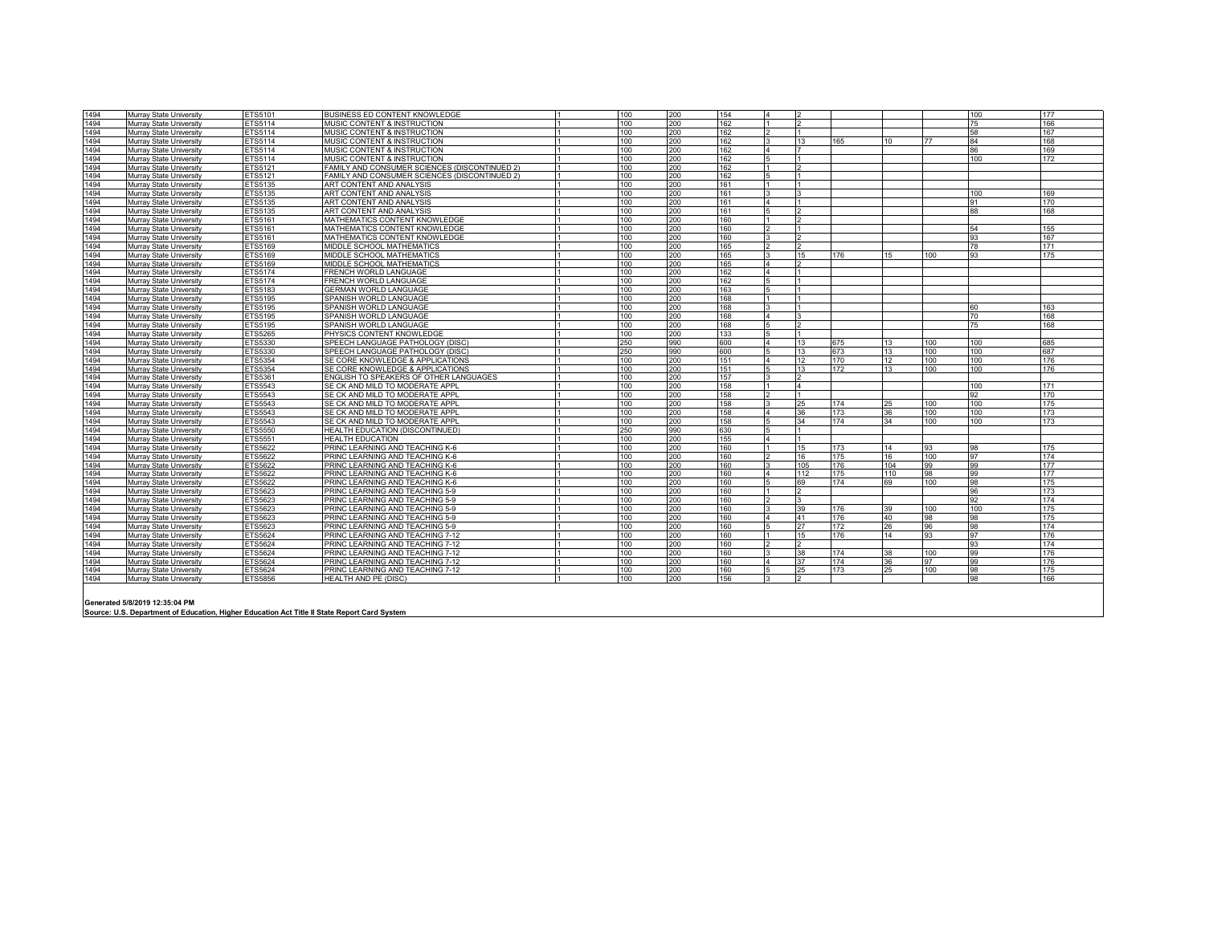| | | | | | | | | | | | | | | |
|---|---|---|---|---|---|---|---|---|---|---|---|---|---|---|
| 1494 | Murray State University | ETS5101 | BUSINESS ED CONTENT KNOWLEDGE | 1 | 100 | 200 | 154 | 4 | 2 | | | | 100 | 177 |
| 1494 | Murray State University | ETS5114 | MUSIC CONTENT & INSTRUCTION | 1 | 100 | 200 | 162 | 1 | 2 | | | | 75 | 166 |
| 1494 | Murray State University | ETS5114 | MUSIC CONTENT & INSTRUCTION | 1 | 100 | 200 | 162 | 2 | 1 | | | | 58 | 167 |
| 1494 | Murray State University | ETS5114 | MUSIC CONTENT & INSTRUCTION | 1 | 100 | 200 | 162 | 3 | 13 | 165 | 10 | 77 | 84 | 168 |
| 1494 | Murray State University | ETS5114 | MUSIC CONTENT & INSTRUCTION | 1 | 100 | 200 | 162 | 4 | 7 | | | | 86 | 169 |
| 1494 | Murray State University | ETS5114 | MUSIC CONTENT & INSTRUCTION | 1 | 100 | 200 | 162 | 5 | 1 | | | | 100 | 172 |
| 1494 | Murray State University | ETS5121 | FAMILY AND CONSUMER SCIENCES (DISCONTINUED 2) | 1 | 100 | 200 | 162 | 1 | 2 | | | | | |
| 1494 | Murray State University | ETS5121 | FAMILY AND CONSUMER SCIENCES (DISCONTINUED 2) | 1 | 100 | 200 | 162 | 5 | 1 | | | | | |
| 1494 | Murray State University | ETS5135 | ART CONTENT AND ANALYSIS | 1 | 100 | 200 | 161 | 1 | 1 | | | | | |
| 1494 | Murray State University | ETS5135 | ART CONTENT AND ANALYSIS | 1 | 100 | 200 | 161 | 3 | 3 | | | | 100 | 169 |
| 1494 | Murray State University | ETS5135 | ART CONTENT AND ANALYSIS | 1 | 100 | 200 | 161 | 4 | 1 | | | | 91 | 170 |
| 1494 | Murray State University | ETS5135 | ART CONTENT AND ANALYSIS | 1 | 100 | 200 | 161 | 5 | 2 | | | | 88 | 168 |
| 1494 | Murray State University | ETS5161 | MATHEMATICS CONTENT KNOWLEDGE | 1 | 100 | 200 | 160 | 1 | 2 | | | | | |
| 1494 | Murray State University | ETS5161 | MATHEMATICS CONTENT KNOWLEDGE | 1 | 100 | 200 | 160 | 2 | 1 | | | | 54 | 155 |
| 1494 | Murray State University | ETS5161 | MATHEMATICS CONTENT KNOWLEDGE | 1 | 100 | 200 | 160 | 3 | 2 | | | | 93 | 167 |
| 1494 | Murray State University | ETS5169 | MIDDLE SCHOOL MATHEMATICS | 1 | 100 | 200 | 165 | 2 | 2 | | | | 78 | 171 |
| 1494 | Murray State University | ETS5169 | MIDDLE SCHOOL MATHEMATICS | 1 | 100 | 200 | 165 | 3 | 15 | 176 | 15 | 100 | 93 | 175 |
| 1494 | Murray State University | ETS5169 | MIDDLE SCHOOL MATHEMATICS | 1 | 100 | 200 | 165 | 4 | 2 | | | | | |
| 1494 | Murray State University | ETS5174 | FRENCH WORLD LANGUAGE | 1 | 100 | 200 | 162 | 4 | 1 | | | | | |
| 1494 | Murray State University | ETS5174 | FRENCH WORLD LANGUAGE | 1 | 100 | 200 | 162 | 5 | 1 | | | | | |
| 1494 | Murray State University | ETS5183 | GERMAN WORLD LANGUAGE | 1 | 100 | 200 | 163 | 5 | 1 | | | | | |
| 1494 | Murray State University | ETS5195 | SPANISH WORLD LANGUAGE | 1 | 100 | 200 | 168 | 1 | 1 | | | | | |
| 1494 | Murray State University | ETS5195 | SPANISH WORLD LANGUAGE | 1 | 100 | 200 | 168 | 3 | 1 | | | | 60 | 163 |
| 1494 | Murray State University | ETS5195 | SPANISH WORLD LANGUAGE | 1 | 100 | 200 | 168 | 4 | 3 | | | | 70 | 168 |
| 1494 | Murray State University | ETS5195 | SPANISH WORLD LANGUAGE | 1 | 100 | 200 | 168 | 5 | 2 | | | | 75 | 168 |
| 1494 | Murray State University | ETS5265 | PHYSICS CONTENT KNOWLEDGE | 1 | 100 | 200 | 133 | 5 | 1 | | | | | |
| 1494 | Murray State University | ETS5330 | SPEECH LANGUAGE PATHOLOGY (DISC) | 1 | 250 | 990 | 600 | 4 | 13 | 675 | 13 | 100 | 100 | 685 |
| 1494 | Murray State University | ETS5330 | SPEECH LANGUAGE PATHOLOGY (DISC) | 1 | 250 | 990 | 600 | 5 | 13 | 673 | 13 | 100 | 100 | 687 |
| 1494 | Murray State University | ETS5354 | SE CORE KNOWLEDGE & APPLICATIONS | 1 | 100 | 200 | 151 | 4 | 12 | 170 | 12 | 100 | 100 | 176 |
| 1494 | Murray State University | ETS5354 | SE CORE KNOWLEDGE & APPLICATIONS | 1 | 100 | 200 | 151 | 5 | 13 | 172 | 13 | 100 | 100 | 176 |
| 1494 | Murray State University | ETS5361 | ENGLISH TO SPEAKERS OF OTHER LANGUAGES | 1 | 100 | 200 | 157 | 3 | 2 | | | | | |
| 1494 | Murray State University | ETS5543 | SE CK AND MILD TO MODERATE APPL | 1 | 100 | 200 | 158 | 1 | 4 | | | | 100 | 171 |
| 1494 | Murray State University | ETS5543 | SE CK AND MILD TO MODERATE APPL | 1 | 100 | 200 | 158 | 2 | 1 | | | | 92 | 170 |
| 1494 | Murray State University | ETS5543 | SE CK AND MILD TO MODERATE APPL | 1 | 100 | 200 | 158 | 3 | 25 | 174 | 25 | 100 | 100 | 175 |
| 1494 | Murray State University | ETS5543 | SE CK AND MILD TO MODERATE APPL | 1 | 100 | 200 | 158 | 4 | 36 | 173 | 36 | 100 | 100 | 173 |
| 1494 | Murray State University | ETS5543 | SE CK AND MILD TO MODERATE APPL | 1 | 100 | 200 | 158 | 5 | 34 | 174 | 34 | 100 | 100 | 173 |
| 1494 | Murray State University | ETS5550 | HEALTH EDUCATION (DISCONTINUED) | 1 | 250 | 990 | 630 | 5 | 1 | | | | | |
| 1494 | Murray State University | ETS5551 | HEALTH EDUCATION | 1 | 100 | 200 | 155 | 4 | 1 | | | | | |
| 1494 | Murray State University | ETS5622 | PRINC LEARNING AND TEACHING K-6 | 1 | 100 | 200 | 160 | 1 | 15 | 173 | 14 | 93 | 98 | 175 |
| 1494 | Murray State University | ETS5622 | PRINC LEARNING AND TEACHING K-6 | 1 | 100 | 200 | 160 | 2 | 16 | 175 | 16 | 100 | 97 | 174 |
| 1494 | Murray State University | ETS5622 | PRINC LEARNING AND TEACHING K-6 | 1 | 100 | 200 | 160 | 3 | 105 | 176 | 104 | 99 | 99 | 177 |
| 1494 | Murray State University | ETS5622 | PRINC LEARNING AND TEACHING K-6 | 1 | 100 | 200 | 160 | 4 | 112 | 175 | 110 | 98 | 99 | 177 |
| 1494 | Murray State University | ETS5622 | PRINC LEARNING AND TEACHING K-6 | 1 | 100 | 200 | 160 | 5 | 69 | 174 | 69 | 100 | 98 | 175 |
| 1494 | Murray State University | ETS5623 | PRINC LEARNING AND TEACHING 5-9 | 1 | 100 | 200 | 160 | 1 | 2 | | | | 96 | 173 |
| 1494 | Murray State University | ETS5623 | PRINC LEARNING AND TEACHING 5-9 | 1 | 100 | 200 | 160 | 2 | 3 | | | | 92 | 174 |
| 1494 | Murray State University | ETS5623 | PRINC LEARNING AND TEACHING 5-9 | 1 | 100 | 200 | 160 | 3 | 39 | 176 | 39 | 100 | 100 | 175 |
| 1494 | Murray State University | ETS5623 | PRINC LEARNING AND TEACHING 5-9 | 1 | 100 | 200 | 160 | 4 | 41 | 176 | 40 | 98 | 98 | 175 |
| 1494 | Murray State University | ETS5623 | PRINC LEARNING AND TEACHING 5-9 | 1 | 100 | 200 | 160 | 5 | 27 | 172 | 26 | 96 | 98 | 174 |
| 1494 | Murray State University | ETS5624 | PRINC LEARNING AND TEACHING 7-12 | 1 | 100 | 200 | 160 | 1 | 15 | 176 | 14 | 93 | 97 | 176 |
| 1494 | Murray State University | ETS5624 | PRINC LEARNING AND TEACHING 7-12 | 1 | 100 | 200 | 160 | 2 | 2 | | | | 93 | 174 |
| 1494 | Murray State University | ETS5624 | PRINC LEARNING AND TEACHING 7-12 | 1 | 100 | 200 | 160 | 3 | 38 | 174 | 38 | 100 | 99 | 176 |
| 1494 | Murray State University | ETS5624 | PRINC LEARNING AND TEACHING 7-12 | 1 | 100 | 200 | 160 | 4 | 37 | 174 | 36 | 97 | 99 | 176 |
| 1494 | Murray State University | ETS5624 | PRINC LEARNING AND TEACHING 7-12 | 1 | 100 | 200 | 160 | 5 | 25 | 173 | 25 | 100 | 98 | 175 |
| 1494 | Murray State University | ETS5856 | HEALTH AND PE (DISC) | 1 | 100 | 200 | 156 | 3 | 2 | | | | 98 | 166 |

**Generated 5/8/2019 12:35:04 PM**

**Source: U.S. Department of Education, Higher Education Act Title II State Report Card System**